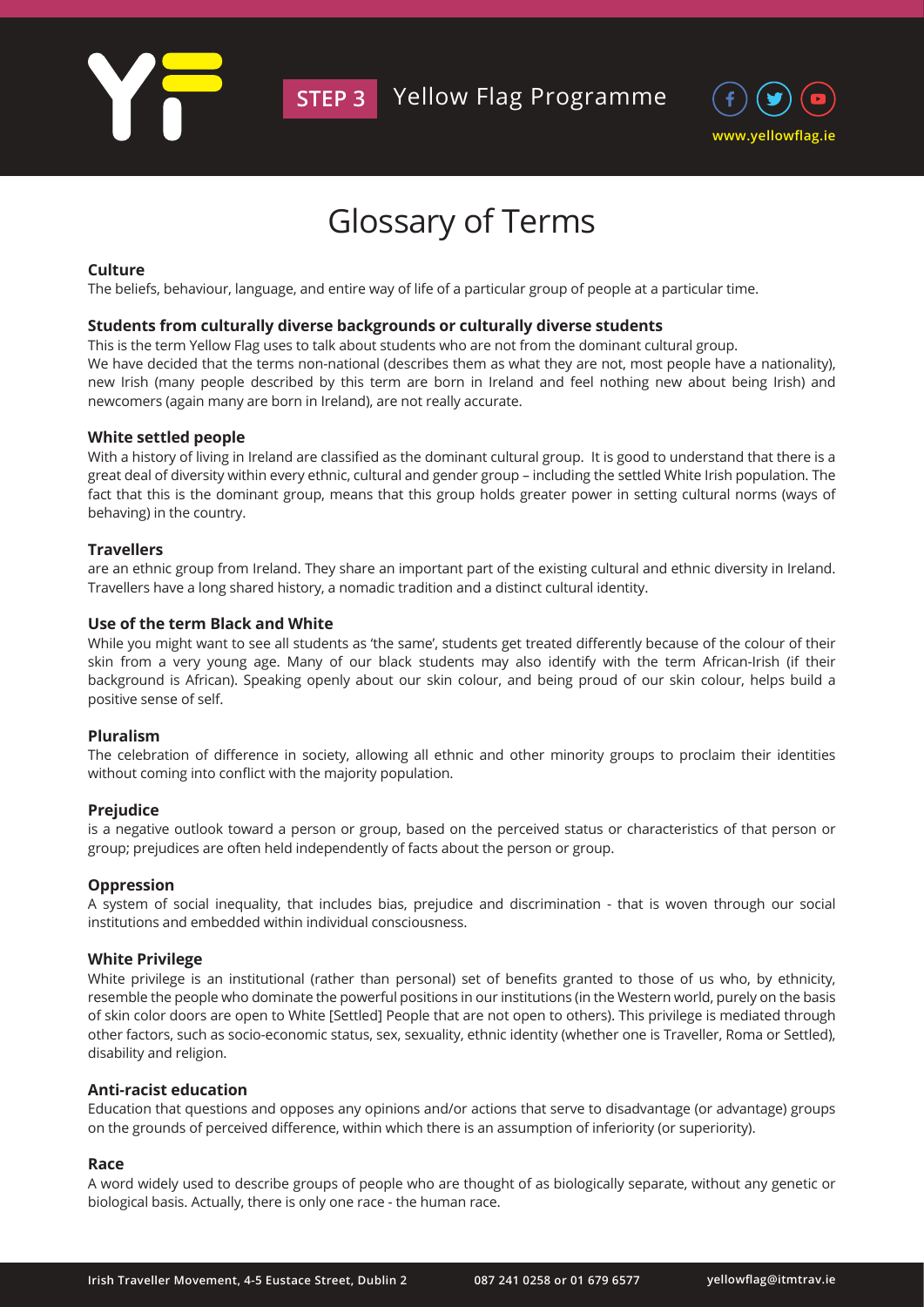STEP 3 Yellow Flag Programme

www.yellowflag.ie

# Glossary of Terms

**Culture**

The beliefs, behaviour, language, and entire way of life of a particular group of people at a particular time.

**Students from culturally diverse backgrounds or culturally diverse students**

This is the term Yellow Flag uses to talk about students who are not from the dominant cultural group.
We have decided that the terms non-national (describes them as what they are not, most people have a nationality), new Irish (many people described by this term are born in Ireland and feel nothing new about being Irish) and newcomers (again many are born in Ireland), are not really accurate.

**White settled people**

With a history of living in Ireland are classified as the dominant cultural group. It is good to understand that there is a great deal of diversity within every ethnic, cultural and gender group – including the settled White Irish population. The fact that this is the dominant group, means that this group holds greater power in setting cultural norms (ways of behaving) in the country.

**Travellers**

are an ethnic group from Ireland. They share an important part of the existing cultural and ethnic diversity in Ireland. Travellers have a long shared history, a nomadic tradition and a distinct cultural identity.

**Use of the term Black and White**

While you might want to see all students as 'the same', students get treated differently because of the colour of their skin from a very young age. Many of our black students may also identify with the term African-Irish (if their background is African). Speaking openly about our skin colour, and being proud of our skin colour, helps build a positive sense of self.

**Pluralism**

The celebration of difference in society, allowing all ethnic and other minority groups to proclaim their identities without coming into conflict with the majority population.

**Prejudice**

is a negative outlook toward a person or group, based on the perceived status or characteristics of that person or group; prejudices are often held independently of facts about the person or group.

**Oppression**

A system of social inequality, that includes bias, prejudice and discrimination - that is woven through our social institutions and embedded within individual consciousness.

**White Privilege**

White privilege is an institutional (rather than personal) set of benefits granted to those of us who, by ethnicity, resemble the people who dominate the powerful positions in our institutions (in the Western world, purely on the basis of skin color doors are open to White [Settled] People that are not open to others). This privilege is mediated through other factors, such as socio-economic status, sex, sexuality, ethnic identity (whether one is Traveller, Roma or Settled), disability and religion.

**Anti-racist education**

Education that questions and opposes any opinions and/or actions that serve to disadvantage (or advantage) groups on the grounds of perceived difference, within which there is an assumption of inferiority (or superiority).

**Race**

A word widely used to describe groups of people who are thought of as biologically separate, without any genetic or biological basis. Actually, there is only one race - the human race.

Irish Traveller Movement, 4-5 Eustace Street, Dublin 2 | 087 241 0258 or 01 679 6577 | yellowflag@itmtrav.ie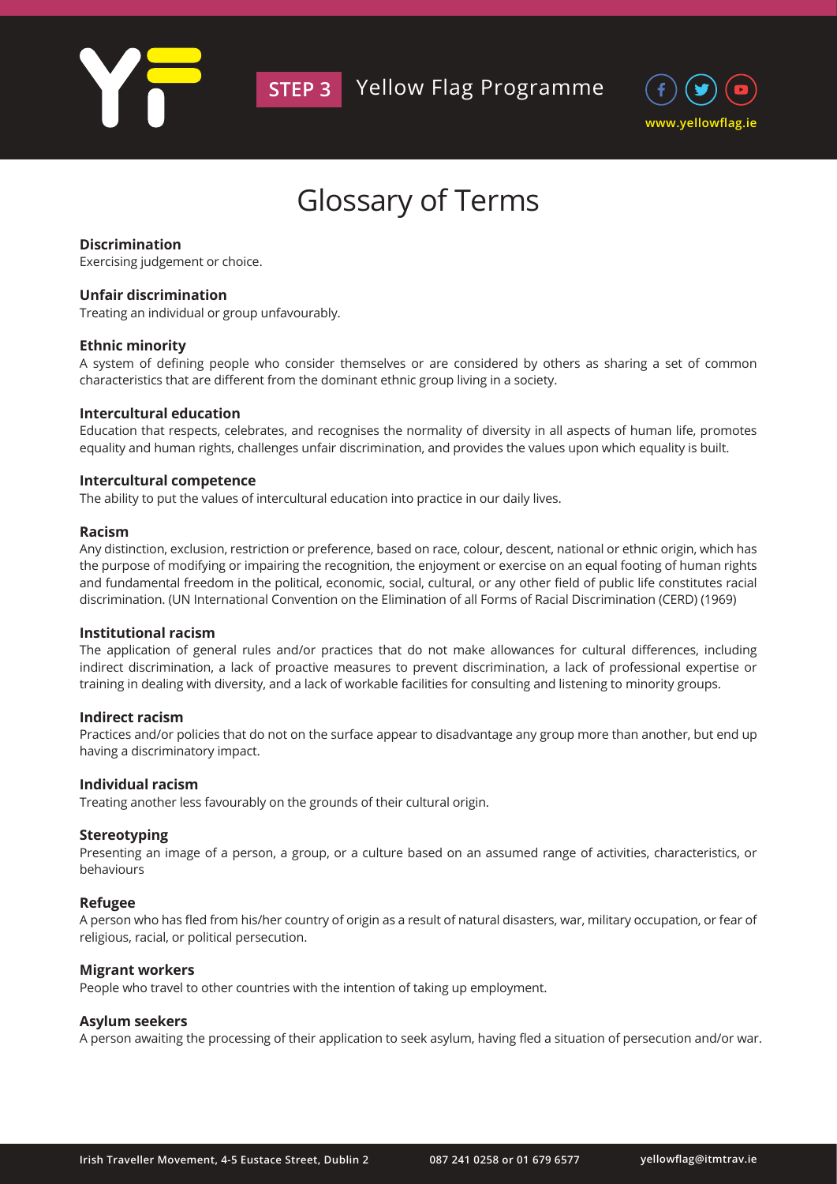# Glossary of Terms

**Discrimination**
Exercising judgement or choice.

**Unfair discrimination**
Treating an individual or group unfavourably.

**Ethnic minority**
A system of defining people who consider themselves or are considered by others as sharing a set of common characteristics that are different from the dominant ethnic group living in a society.

**Intercultural education**
Education that respects, celebrates, and recognises the normality of diversity in all aspects of human life, promotes equality and human rights, challenges unfair discrimination, and provides the values upon which equality is built.

**Intercultural competence**
The ability to put the values of intercultural education into practice in our daily lives.

**Racism**
Any distinction, exclusion, restriction or preference, based on race, colour, descent, national or ethnic origin, which has the purpose of modifying or impairing the recognition, the enjoyment or exercise on an equal footing of human rights and fundamental freedom in the political, economic, social, cultural, or any other field of public life constitutes racial discrimination. (UN International Convention on the Elimination of all Forms of Racial Discrimination (CERD) (1969)

**Institutional racism**
The application of general rules and/or practices that do not make allowances for cultural differences, including indirect discrimination, a lack of proactive measures to prevent discrimination, a lack of professional expertise or training in dealing with diversity, and a lack of workable facilities for consulting and listening to minority groups.

**Indirect racism**
Practices and/or policies that do not on the surface appear to disadvantage any group more than another, but end up having a discriminatory impact.

**Individual racism**
Treating another less favourably on the grounds of their cultural origin.

**Stereotyping**
Presenting an image of a person, a group, or a culture based on an assumed range of activities, characteristics, or behaviours

**Refugee**
A person who has fled from his/her country of origin as a result of natural disasters, war, military occupation, or fear of religious, racial, or political persecution.

**Migrant workers**
People who travel to other countries with the intention of taking up employment.

**Asylum seekers**
A person awaiting the processing of their application to seek asylum, having fled a situation of persecution and/or war.